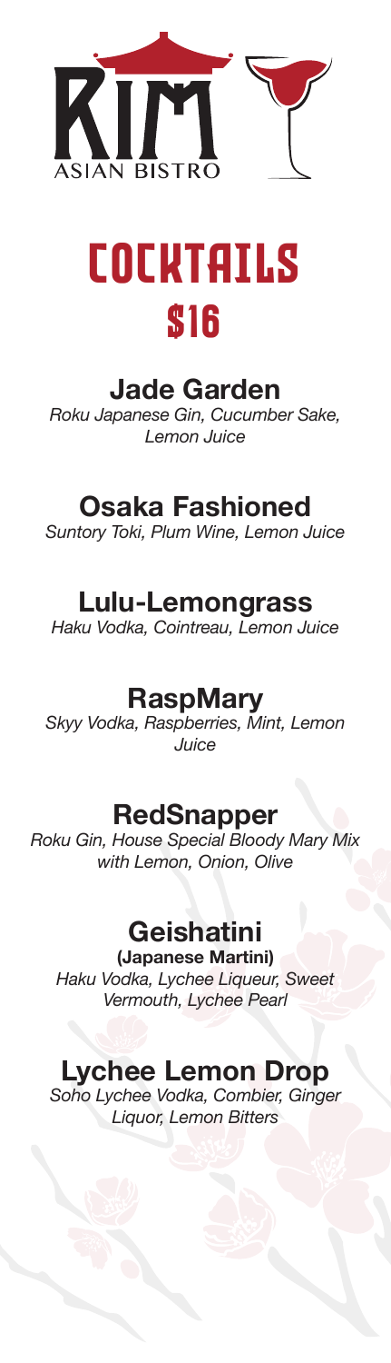# KIM
ASIAN BISTRO

# COCKTAILS
## $16

### Jade Garden
*Roku Japanese Gin, Cucumber Sake, Lemon Juice*

### Osaka Fashioned
*Suntory Toki, Plum Wine, Lemon Juice*

### Lulu-Lemongrass
*Haku Vodka, Cointreau, Lemon Juice*

### RaspMary
*Skyy Vodka, Raspberries, Mint, Lemon Juice*

### RedSnapper
*Roku Gin, House Special Bloody Mary Mix with Lemon, Onion, Olive*

### Geishatini
**(Japanese Martini)**
*Haku Vodka, Lychee Liqueur, Sweet Vermouth, Lychee Pearl*

### Lychee Lemon Drop
*Soho Lychee Vodka, Combier, Ginger Liquor, Lemon Bitters*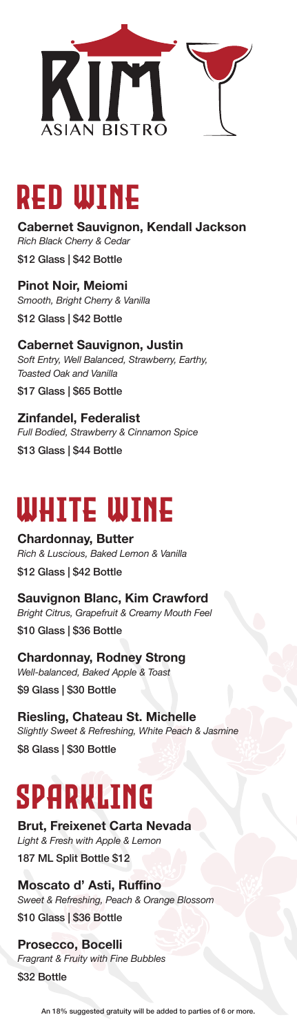KIM ASIAN BISTRO

# RED WINE

**Cabernet Sauvignon, Kendall Jackson**
*Rich Black Cherry & Cedar*
$12 Glass | $42 Bottle

**Pinot Noir, Meiomi**
*Smooth, Bright Cherry & Vanilla*
$12 Glass | $42 Bottle

**Cabernet Sauvignon, Justin**
*Soft Entry, Well Balanced, Strawberry, Earthy, Toasted Oak and Vanilla*
$17 Glass | $65 Bottle

**Zinfandel, Federalist**
*Full Bodied, Strawberry & Cinnamon Spice*
$13 Glass | $44 Bottle

# WHITE WINE

**Chardonnay, Butter**
*Rich & Luscious, Baked Lemon & Vanilla*
$12 Glass | $42 Bottle

**Sauvignon Blanc, Kim Crawford**
*Bright Citrus, Grapefruit & Creamy Mouth Feel*
$10 Glass | $36 Bottle

**Chardonnay, Rodney Strong**
*Well-balanced, Baked Apple & Toast*
$9 Glass | $30 Bottle

**Riesling, Chateau St. Michelle**
*Slightly Sweet & Refreshing, White Peach & Jasmine*
$8 Glass | $30 Bottle

# SPARKLING

**Brut, Freixenet Carta Nevada**
*Light & Fresh with Apple & Lemon*
187 ML Split Bottle $12

**Moscato d' Asti, Ruffino**
*Sweet & Refreshing, Peach & Orange Blossom*
$10 Glass | $36 Bottle

**Prosecco, Bocelli**
*Fragrant & Fruity with Fine Bubbles*
$32 Bottle

An 18% suggested gratuity will be added to parties of 6 or more.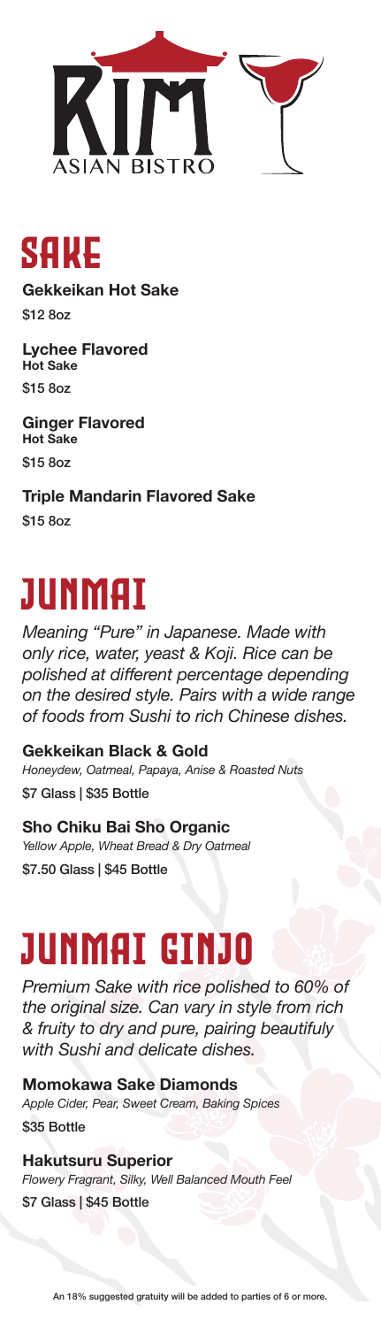KIM ASIAN BISTRO

# SAKE

**Gekkeikan Hot Sake**

$12 8oz

**Lychee Flavored**
**Hot Sake**

$15 8oz

**Ginger Flavored**
**Hot Sake**

$15 8oz

**Triple Mandarin Flavored Sake**

$15 8oz

# JUNMAI

*Meaning "Pure" in Japanese. Made with only rice, water, yeast & Koji. Rice can be polished at different percentage depending on the desired style. Pairs with a wide range of foods from Sushi to rich Chinese dishes.*

**Gekkeikan Black & Gold**
*Honeydew, Oatmeal, Papaya, Anise & Roasted Nuts*

$7 Glass | $35 Bottle

**Sho Chiku Bai Sho Organic**
*Yellow Apple, Wheat Bread & Dry Oatmeal*

$7.50 Glass | $45 Bottle

# JUNMAI GINJO

*Premium Sake with rice polished to 60% of the original size. Can vary in style from rich & fruity to dry and pure, pairing beautifuly with Sushi and delicate dishes.*

**Momokawa Sake Diamonds**
*Apple Cider, Pear, Sweet Cream, Baking Spices*

$35 Bottle

**Hakutsuru Superior**
*Flowery Fragrant, Silky, Well Balanced Mouth Feel*

$7 Glass | $45 Bottle

An 18% suggested gratuity will be added to parties of 6 or more.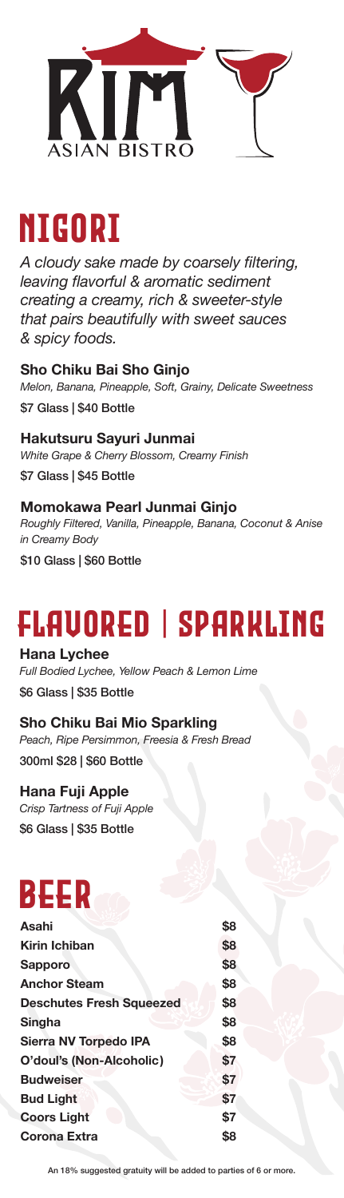KIM ASIAN BISTRO

# NIGORI

*A cloudy sake made by coarsely filtering, leaving flavorful & aromatic sediment creating a creamy, rich & sweeter-style that pairs beautifully with sweet sauces & spicy foods.*

**Sho Chiku Bai Sho Ginjo**
*Melon, Banana, Pineapple, Soft, Grainy, Delicate Sweetness*
$7 Glass | $40 Bottle

**Hakutsuru Sayuri Junmai**
*White Grape & Cherry Blossom, Creamy Finish*
$7 Glass | $45 Bottle

**Momokawa Pearl Junmai Ginjo**
*Roughly Filtered, Vanilla, Pineapple, Banana, Coconut & Anise in Creamy Body*
$10 Glass | $60 Bottle

# FLAVORED | SPARKLING

**Hana Lychee**
*Full Bodied Lychee, Yellow Peach & Lemon Lime*
$6 Glass | $35 Bottle

**Sho Chiku Bai Mio Sparkling**
*Peach, Ripe Persimmon, Freesia & Fresh Bread*
300ml $28 | $60 Bottle

**Hana Fuji Apple**
*Crisp Tartness of Fuji Apple*
$6 Glass | $35 Bottle

# BEER

| | |
|---|---|
| **Asahi** | **$8** |
| **Kirin Ichiban** | **$8** |
| **Sapporo** | **$8** |
| **Anchor Steam** | **$8** |
| **Deschutes Fresh Squeezed** | **$8** |
| **Singha** | **$8** |
| **Sierra NV Torpedo IPA** | **$8** |
| **O'doul's (Non-Alcoholic)** | **$7** |
| **Budweiser** | **$7** |
| **Bud Light** | **$7** |
| **Coors Light** | **$7** |
| **Corona Extra** | **$8** |

An 18% suggested gratuity will be added to parties of 6 or more.